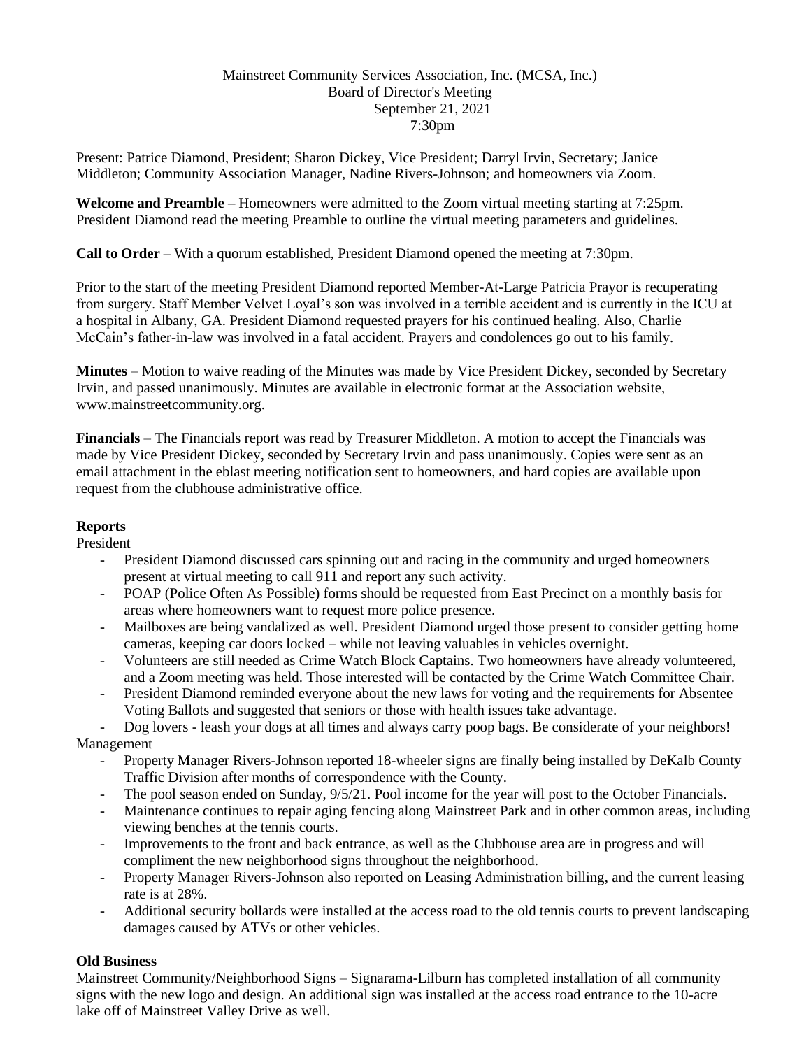Mainstreet Community Services Association, Inc. (MCSA, Inc.)
Board of Director's Meeting
September 21, 2021
7:30pm

Present: Patrice Diamond, President; Sharon Dickey, Vice President; Darryl Irvin, Secretary; Janice Middleton; Community Association Manager, Nadine Rivers-Johnson; and homeowners via Zoom.

**Welcome and Preamble** – Homeowners were admitted to the Zoom virtual meeting starting at 7:25pm. President Diamond read the meeting Preamble to outline the virtual meeting parameters and guidelines.

**Call to Order** – With a quorum established, President Diamond opened the meeting at 7:30pm.

Prior to the start of the meeting President Diamond reported Member-At-Large Patricia Prayor is recuperating from surgery. Staff Member Velvet Loyal's son was involved in a terrible accident and is currently in the ICU at a hospital in Albany, GA. President Diamond requested prayers for his continued healing. Also, Charlie McCain's father-in-law was involved in a fatal accident. Prayers and condolences go out to his family.

**Minutes** – Motion to waive reading of the Minutes was made by Vice President Dickey, seconded by Secretary Irvin, and passed unanimously. Minutes are available in electronic format at the Association website, www.mainstreetcommunity.org.

**Financials** – The Financials report was read by Treasurer Middleton. A motion to accept the Financials was made by Vice President Dickey, seconded by Secretary Irvin and pass unanimously. Copies were sent as an email attachment in the eblast meeting notification sent to homeowners, and hard copies are available upon request from the clubhouse administrative office.

**Reports**

President

- President Diamond discussed cars spinning out and racing in the community and urged homeowners present at virtual meeting to call 911 and report any such activity.
- POAP (Police Often As Possible) forms should be requested from East Precinct on a monthly basis for areas where homeowners want to request more police presence.
- Mailboxes are being vandalized as well. President Diamond urged those present to consider getting home cameras, keeping car doors locked – while not leaving valuables in vehicles overnight.
- Volunteers are still needed as Crime Watch Block Captains. Two homeowners have already volunteered, and a Zoom meeting was held. Those interested will be contacted by the Crime Watch Committee Chair.
- President Diamond reminded everyone about the new laws for voting and the requirements for Absentee Voting Ballots and suggested that seniors or those with health issues take advantage.
- Dog lovers - leash your dogs at all times and always carry poop bags. Be considerate of your neighbors!

Management

- Property Manager Rivers-Johnson reported 18-wheeler signs are finally being installed by DeKalb County Traffic Division after months of correspondence with the County.
- The pool season ended on Sunday, 9/5/21. Pool income for the year will post to the October Financials.
- Maintenance continues to repair aging fencing along Mainstreet Park and in other common areas, including viewing benches at the tennis courts.
- Improvements to the front and back entrance, as well as the Clubhouse area are in progress and will compliment the new neighborhood signs throughout the neighborhood.
- Property Manager Rivers-Johnson also reported on Leasing Administration billing, and the current leasing rate is at 28%.
- Additional security bollards were installed at the access road to the old tennis courts to prevent landscaping damages caused by ATVs or other vehicles.

**Old Business**

Mainstreet Community/Neighborhood Signs – Signarama-Lilburn has completed installation of all community signs with the new logo and design. An additional sign was installed at the access road entrance to the 10-acre lake off of Mainstreet Valley Drive as well.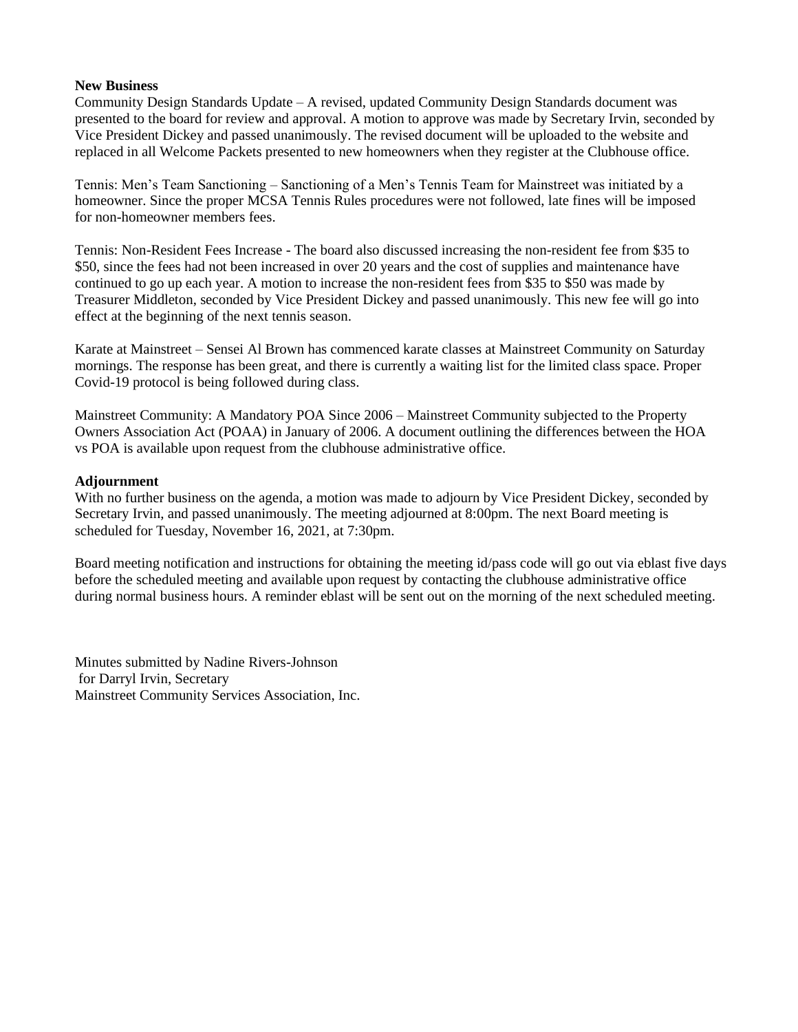**New Business**

Community Design Standards Update – A revised, updated Community Design Standards document was presented to the board for review and approval. A motion to approve was made by Secretary Irvin, seconded by Vice President Dickey and passed unanimously. The revised document will be uploaded to the website and replaced in all Welcome Packets presented to new homeowners when they register at the Clubhouse office.

Tennis: Men's Team Sanctioning – Sanctioning of a Men's Tennis Team for Mainstreet was initiated by a homeowner. Since the proper MCSA Tennis Rules procedures were not followed, late fines will be imposed for non-homeowner members fees.

Tennis: Non-Resident Fees Increase - The board also discussed increasing the non-resident fee from $35 to $50, since the fees had not been increased in over 20 years and the cost of supplies and maintenance have continued to go up each year. A motion to increase the non-resident fees from $35 to $50 was made by Treasurer Middleton, seconded by Vice President Dickey and passed unanimously. This new fee will go into effect at the beginning of the next tennis season.

Karate at Mainstreet – Sensei Al Brown has commenced karate classes at Mainstreet Community on Saturday mornings. The response has been great, and there is currently a waiting list for the limited class space. Proper Covid-19 protocol is being followed during class.

Mainstreet Community: A Mandatory POA Since 2006 – Mainstreet Community subjected to the Property Owners Association Act (POAA) in January of 2006. A document outlining the differences between the HOA vs POA is available upon request from the clubhouse administrative office.

**Adjournment**

With no further business on the agenda, a motion was made to adjourn by Vice President Dickey, seconded by Secretary Irvin, and passed unanimously. The meeting adjourned at 8:00pm. The next Board meeting is scheduled for Tuesday, November 16, 2021, at 7:30pm.

Board meeting notification and instructions for obtaining the meeting id/pass code will go out via eblast five days before the scheduled meeting and available upon request by contacting the clubhouse administrative office during normal business hours. A reminder eblast will be sent out on the morning of the next scheduled meeting.

Minutes submitted by Nadine Rivers-Johnson
for Darryl Irvin, Secretary
Mainstreet Community Services Association, Inc.